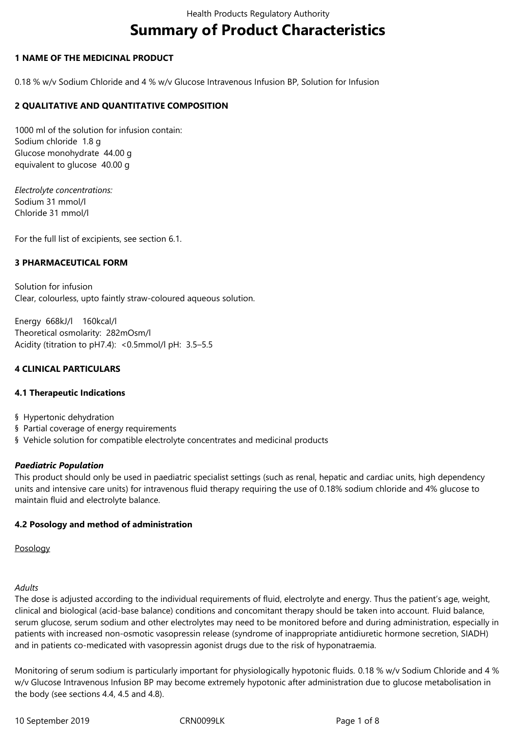# Summary of Product Characteristics

## 1 NAME OF THE MEDICINAL PRODUCT

0.18 % w/v Sodium Chloride and 4 % w/v Glucose Intravenous Infusion BP, Solution for Infusion

## 2 QUALITATIVE AND QUANTITATIVE COMPOSITION

1000 ml of the solution for infusion contain:
Sodium chloride 1.8 g
Glucose monohydrate 44.00 g
equivalent to glucose 40.00 g

*Electrolyte concentrations:*
Sodium 31 mmol/l
Chloride 31 mmol/l

For the full list of excipients, see section 6.1.

## 3 PHARMACEUTICAL FORM

Solution for infusion
Clear, colourless, upto faintly straw-coloured aqueous solution.

Energy 668kJ/l 160kcal/l
Theoretical osmolarity: 282mOsm/l
Acidity (titration to pH7.4): <0.5mmol/l pH: 3.5–5.5

## 4 CLINICAL PARTICULARS

### 4.1 Therapeutic Indications

§ Hypertonic dehydration
§ Partial coverage of energy requirements
§ Vehicle solution for compatible electrolyte concentrates and medicinal products

***Paediatric Population***
This product should only be used in paediatric specialist settings (such as renal, hepatic and cardiac units, high dependency units and intensive care units) for intravenous fluid therapy requiring the use of 0.18% sodium chloride and 4% glucose to maintain fluid and electrolyte balance.

### 4.2 Posology and method of administration

Posology

*Adults*
The dose is adjusted according to the individual requirements of fluid, electrolyte and energy. Thus the patient's age, weight, clinical and biological (acid-base balance) conditions and concomitant therapy should be taken into account. Fluid balance, serum glucose, serum sodium and other electrolytes may need to be monitored before and during administration, especially in patients with increased non-osmotic vasopressin release (syndrome of inappropriate antidiuretic hormone secretion, SIADH) and in patients co-medicated with vasopressin agonist drugs due to the risk of hyponatraemia.

Monitoring of serum sodium is particularly important for physiologically hypotonic fluids. 0.18 % w/v Sodium Chloride and 4 % w/v Glucose Intravenous Infusion BP may become extremely hypotonic after administration due to glucose metabolisation in the body (see sections 4.4, 4.5 and 4.8).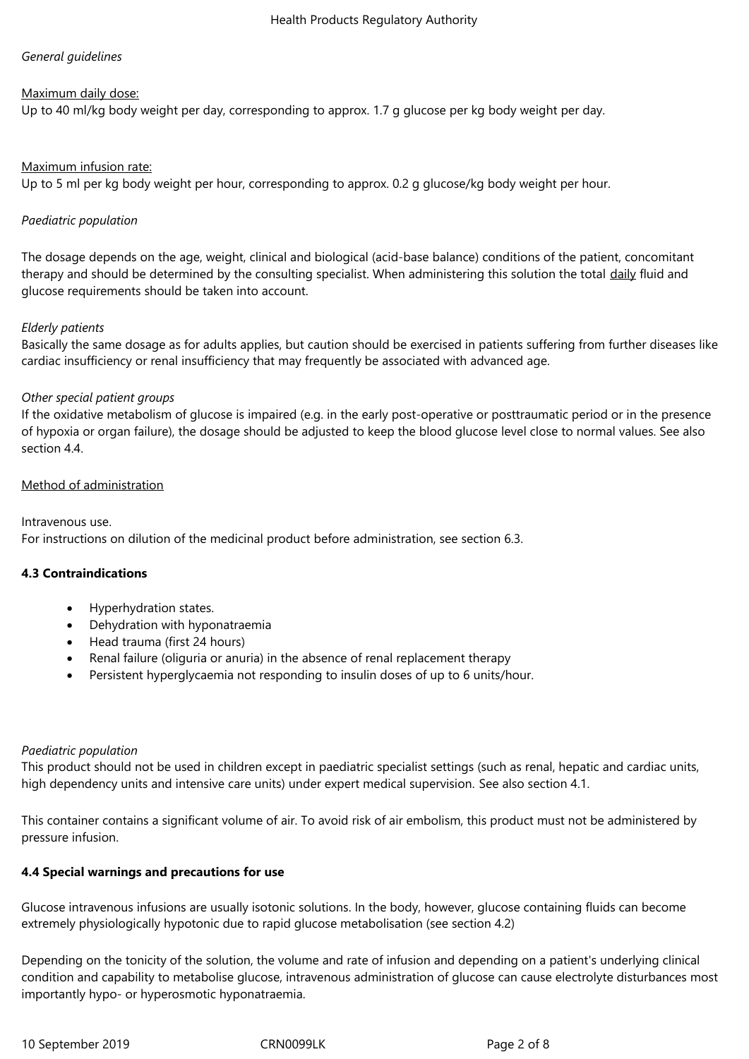*General guidelines*

Maximum daily dose:
Up to 40 ml/kg body weight per day, corresponding to approx. 1.7 g glucose per kg body weight per day.

Maximum infusion rate:
Up to 5 ml per kg body weight per hour, corresponding to approx. 0.2 g glucose/kg body weight per hour.

*Paediatric population*

The dosage depends on the age, weight, clinical and biological (acid-base balance) conditions of the patient, concomitant therapy and should be determined by the consulting specialist. When administering this solution the total daily fluid and glucose requirements should be taken into account.

*Elderly patients*
Basically the same dosage as for adults applies, but caution should be exercised in patients suffering from further diseases like cardiac insufficiency or renal insufficiency that may frequently be associated with advanced age.

*Other special patient groups*
If the oxidative metabolism of glucose is impaired (e.g. in the early post-operative or posttraumatic period or in the presence of hypoxia or organ failure), the dosage should be adjusted to keep the blood glucose level close to normal values. See also section 4.4.

Method of administration

Intravenous use.
For instructions on dilution of the medicinal product before administration, see section 6.3.

**4.3 Contraindications**

- Hyperhydration states.
- Dehydration with hyponatraemia
- Head trauma (first 24 hours)
- Renal failure (oliguria or anuria) in the absence of renal replacement therapy
- Persistent hyperglycaemia not responding to insulin doses of up to 6 units/hour.

*Paediatric population*
This product should not be used in children except in paediatric specialist settings (such as renal, hepatic and cardiac units, high dependency units and intensive care units) under expert medical supervision. See also section 4.1.

This container contains a significant volume of air. To avoid risk of air embolism, this product must not be administered by pressure infusion.

**4.4 Special warnings and precautions for use**

Glucose intravenous infusions are usually isotonic solutions. In the body, however, glucose containing fluids can become extremely physiologically hypotonic due to rapid glucose metabolisation (see section 4.2)

Depending on the tonicity of the solution, the volume and rate of infusion and depending on a patient's underlying clinical condition and capability to metabolise glucose, intravenous administration of glucose can cause electrolyte disturbances most importantly hypo- or hyperosmotic hyponatraemia.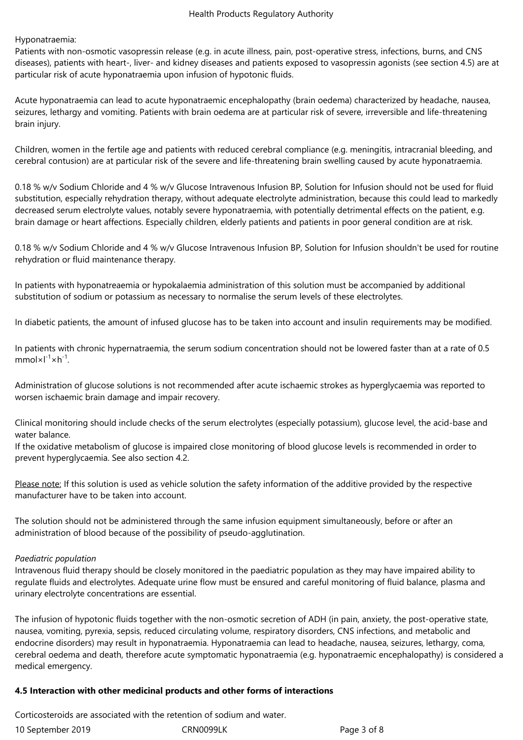Hyponatraemia:
Patients with non-osmotic vasopressin release (e.g. in acute illness, pain, post-operative stress, infections, burns, and CNS diseases), patients with heart-, liver- and kidney diseases and patients exposed to vasopressin agonists (see section 4.5) are at particular risk of acute hyponatraemia upon infusion of hypotonic fluids.

Acute hyponatraemia can lead to acute hyponatraemic encephalopathy (brain oedema) characterized by headache, nausea, seizures, lethargy and vomiting. Patients with brain oedema are at particular risk of severe, irreversible and life-threatening brain injury.

Children, women in the fertile age and patients with reduced cerebral compliance (e.g. meningitis, intracranial bleeding, and cerebral contusion) are at particular risk of the severe and life-threatening brain swelling caused by acute hyponatraemia.

0.18 % w/v Sodium Chloride and 4 % w/v Glucose Intravenous Infusion BP, Solution for Infusion should not be used for fluid substitution, especially rehydration therapy, without adequate electrolyte administration, because this could lead to markedly decreased serum electrolyte values, notably severe hyponatraemia, with potentially detrimental effects on the patient, e.g. brain damage or heart affections. Especially children, elderly patients and patients in poor general condition are at risk.

0.18 % w/v Sodium Chloride and 4 % w/v Glucose Intravenous Infusion BP, Solution for Infusion shouldn't be used for routine rehydration or fluid maintenance therapy.

In patients with hyponatreaemia or hypokalaemia administration of this solution must be accompanied by additional substitution of sodium or potassium as necessary to normalise the serum levels of these electrolytes.

In diabetic patients, the amount of infused glucose has to be taken into account and insulin requirements may be modified.

In patients with chronic hypernatraemia, the serum sodium concentration should not be lowered faster than at a rate of 0.5 $\text{mmol} \times \text{l}^{-1} \times \text{h}^{-1}$.

Administration of glucose solutions is not recommended after acute ischaemic strokes as hyperglycaemia was reported to worsen ischaemic brain damage and impair recovery.

Clinical monitoring should include checks of the serum electrolytes (especially potassium), glucose level, the acid-base and water balance.
If the oxidative metabolism of glucose is impaired close monitoring of blood glucose levels is recommended in order to prevent hyperglycaemia. See also section 4.2.

Please note: If this solution is used as vehicle solution the safety information of the additive provided by the respective manufacturer have to be taken into account.

The solution should not be administered through the same infusion equipment simultaneously, before or after an administration of blood because of the possibility of pseudo-agglutination.

*Paediatric population*
Intravenous fluid therapy should be closely monitored in the paediatric population as they may have impaired ability to regulate fluids and electrolytes. Adequate urine flow must be ensured and careful monitoring of fluid balance, plasma and urinary electrolyte concentrations are essential.

The infusion of hypotonic fluids together with the non-osmotic secretion of ADH (in pain, anxiety, the post-operative state, nausea, vomiting, pyrexia, sepsis, reduced circulating volume, respiratory disorders, CNS infections, and metabolic and endocrine disorders) may result in hyponatraemia. Hyponatraemia can lead to headache, nausea, seizures, lethargy, coma, cerebral oedema and death, therefore acute symptomatic hyponatraemia (e.g. hyponatraemic encephalopathy) is considered a medical emergency.

**4.5 Interaction with other medicinal products and other forms of interactions**

Corticosteroids are associated with the retention of sodium and water.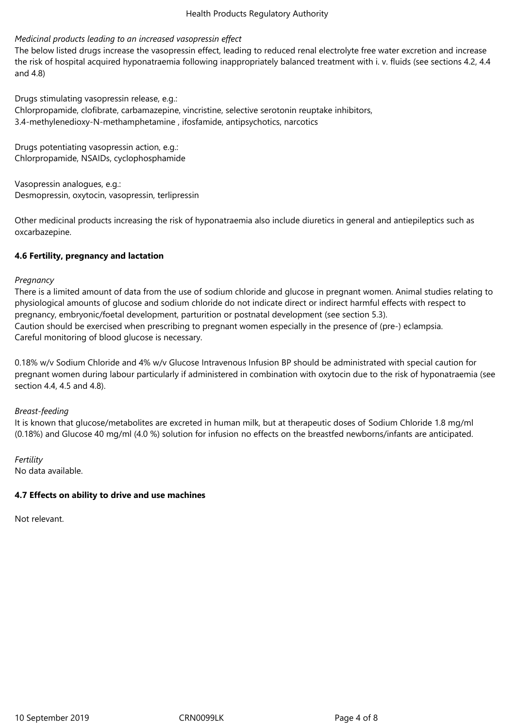*Medicinal products leading to an increased vasopressin effect*

The below listed drugs increase the vasopressin effect, leading to reduced renal electrolyte free water excretion and increase the risk of hospital acquired hyponatraemia following inappropriately balanced treatment with i. v. fluids (see sections 4.2, 4.4 and 4.8)

Drugs stimulating vasopressin release, e.g.:
Chlorpropamide, clofibrate, carbamazepine, vincristine, selective serotonin reuptake inhibitors, 3.4-methylenedioxy-N-methamphetamine , ifosfamide, antipsychotics, narcotics

Drugs potentiating vasopressin action, e.g.:
Chlorpropamide, NSAIDs, cyclophosphamide

Vasopressin analogues, e.g.:
Desmopressin, oxytocin, vasopressin, terlipressin

Other medicinal products increasing the risk of hyponatraemia also include diuretics in general and antiepileptics such as oxcarbazepine.

## 4.6 Fertility, pregnancy and lactation

*Pregnancy*

There is a limited amount of data from the use of sodium chloride and glucose in pregnant women. Animal studies relating to physiological amounts of glucose and sodium chloride do not indicate direct or indirect harmful effects with respect to pregnancy, embryonic/foetal development, parturition or postnatal development (see section 5.3).
Caution should be exercised when prescribing to pregnant women especially in the presence of (pre-) eclampsia.
Careful monitoring of blood glucose is necessary.

0.18% w/v Sodium Chloride and 4% w/v Glucose Intravenous Infusion BP should be administrated with special caution for pregnant women during labour particularly if administered in combination with oxytocin due to the risk of hyponatraemia (see section 4.4, 4.5 and 4.8).

*Breast-feeding*

It is known that glucose/metabolites are excreted in human milk, but at therapeutic doses of Sodium Chloride 1.8 mg/ml (0.18%) and Glucose 40 mg/ml (4.0 %) solution for infusion no effects on the breastfed newborns/infants are anticipated.

*Fertility*

No data available.

## 4.7 Effects on ability to drive and use machines

Not relevant.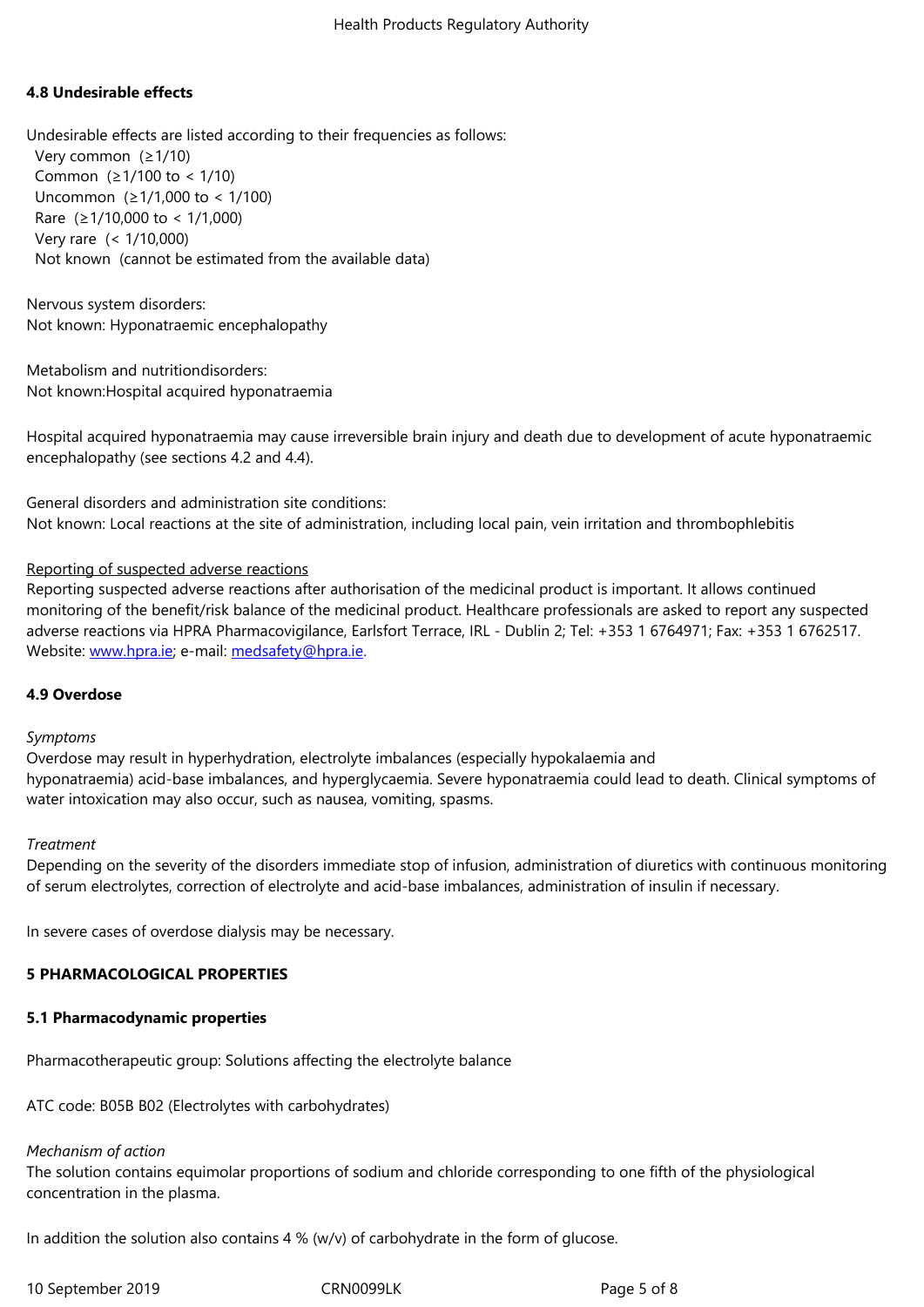### 4.8 Undesirable effects

Undesirable effects are listed according to their frequencies as follows:

- Very common (≥1/10)
- Common (≥1/100 to < 1/10)
- Uncommon (≥1/1,000 to < 1/100)
- Rare (≥1/10,000 to < 1/1,000)
- Very rare (< 1/10,000)
- Not known (cannot be estimated from the available data)

Nervous system disorders:
Not known: Hyponatraemic encephalopathy

Metabolism and nutritiondisorders:
Not known:Hospital acquired hyponatraemia

Hospital acquired hyponatraemia may cause irreversible brain injury and death due to development of acute hyponatraemic encephalopathy (see sections 4.2 and 4.4).

General disorders and administration site conditions:
Not known: Local reactions at the site of administration, including local pain, vein irritation and thrombophlebitis

Reporting of suspected adverse reactions

Reporting suspected adverse reactions after authorisation of the medicinal product is important. It allows continued monitoring of the benefit/risk balance of the medicinal product. Healthcare professionals are asked to report any suspected adverse reactions via HPRA Pharmacovigilance, Earlsfort Terrace, IRL - Dublin 2; Tel: +353 1 6764971; Fax: +353 1 6762517. Website: www.hpra.ie; e-mail: medsafety@hpra.ie.

### 4.9 Overdose

*Symptoms*

Overdose may result in hyperhydration, electrolyte imbalances (especially hypokalaemia and hyponatraemia) acid-base imbalances, and hyperglycaemia. Severe hyponatraemia could lead to death. Clinical symptoms of water intoxication may also occur, such as nausea, vomiting, spasms.

*Treatment*

Depending on the severity of the disorders immediate stop of infusion, administration of diuretics with continuous monitoring of serum electrolytes, correction of electrolyte and acid-base imbalances, administration of insulin if necessary.

In severe cases of overdose dialysis may be necessary.

## 5 PHARMACOLOGICAL PROPERTIES

### 5.1 Pharmacodynamic properties

Pharmacotherapeutic group: Solutions affecting the electrolyte balance

ATC code: B05B B02 (Electrolytes with carbohydrates)

*Mechanism of action*

The solution contains equimolar proportions of sodium and chloride corresponding to one fifth of the physiological concentration in the plasma.

In addition the solution also contains 4 % (w/v) of carbohydrate in the form of glucose.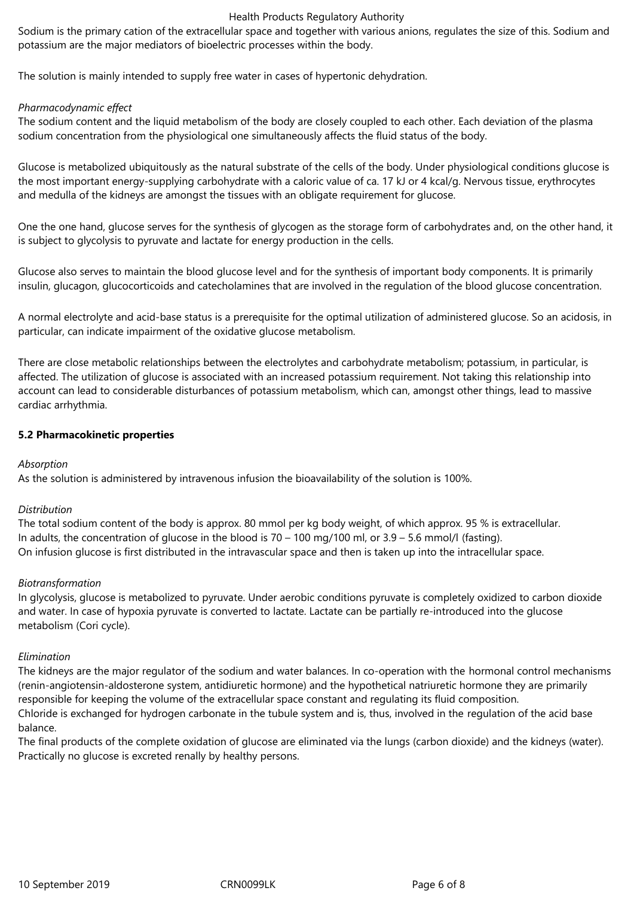Sodium is the primary cation of the extracellular space and together with various anions, regulates the size of this. Sodium and potassium are the major mediators of bioelectric processes within the body.

The solution is mainly intended to supply free water in cases of hypertonic dehydration.

*Pharmacodynamic effect*

The sodium content and the liquid metabolism of the body are closely coupled to each other. Each deviation of the plasma sodium concentration from the physiological one simultaneously affects the fluid status of the body.

Glucose is metabolized ubiquitously as the natural substrate of the cells of the body. Under physiological conditions glucose is the most important energy-supplying carbohydrate with a caloric value of ca. 17 kJ or 4 kcal/g. Nervous tissue, erythrocytes and medulla of the kidneys are amongst the tissues with an obligate requirement for glucose.

One the one hand, glucose serves for the synthesis of glycogen as the storage form of carbohydrates and, on the other hand, it is subject to glycolysis to pyruvate and lactate for energy production in the cells.

Glucose also serves to maintain the blood glucose level and for the synthesis of important body components. It is primarily insulin, glucagon, glucocorticoids and catecholamines that are involved in the regulation of the blood glucose concentration.

A normal electrolyte and acid-base status is a prerequisite for the optimal utilization of administered glucose. So an acidosis, in particular, can indicate impairment of the oxidative glucose metabolism.

There are close metabolic relationships between the electrolytes and carbohydrate metabolism; potassium, in particular, is affected. The utilization of glucose is associated with an increased potassium requirement. Not taking this relationship into account can lead to considerable disturbances of potassium metabolism, which can, amongst other things, lead to massive cardiac arrhythmia.

**5.2 Pharmacokinetic properties**

*Absorption*

As the solution is administered by intravenous infusion the bioavailability of the solution is 100%.

*Distribution*

The total sodium content of the body is approx. 80 mmol per kg body weight, of which approx. 95 % is extracellular.
In adults, the concentration of glucose in the blood is 70 – 100 mg/100 ml, or 3.9 – 5.6 mmol/l (fasting).
On infusion glucose is first distributed in the intravascular space and then is taken up into the intracellular space.

*Biotransformation*

In glycolysis, glucose is metabolized to pyruvate. Under aerobic conditions pyruvate is completely oxidized to carbon dioxide and water. In case of hypoxia pyruvate is converted to lactate. Lactate can be partially re-introduced into the glucose metabolism (Cori cycle).

*Elimination*

The kidneys are the major regulator of the sodium and water balances. In co-operation with the hormonal control mechanisms (renin-angiotensin-aldosterone system, antidiuretic hormone) and the hypothetical natriuretic hormone they are primarily responsible for keeping the volume of the extracellular space constant and regulating its fluid composition.
Chloride is exchanged for hydrogen carbonate in the tubule system and is, thus, involved in the regulation of the acid base balance.
The final products of the complete oxidation of glucose are eliminated via the lungs (carbon dioxide) and the kidneys (water). Practically no glucose is excreted renally by healthy persons.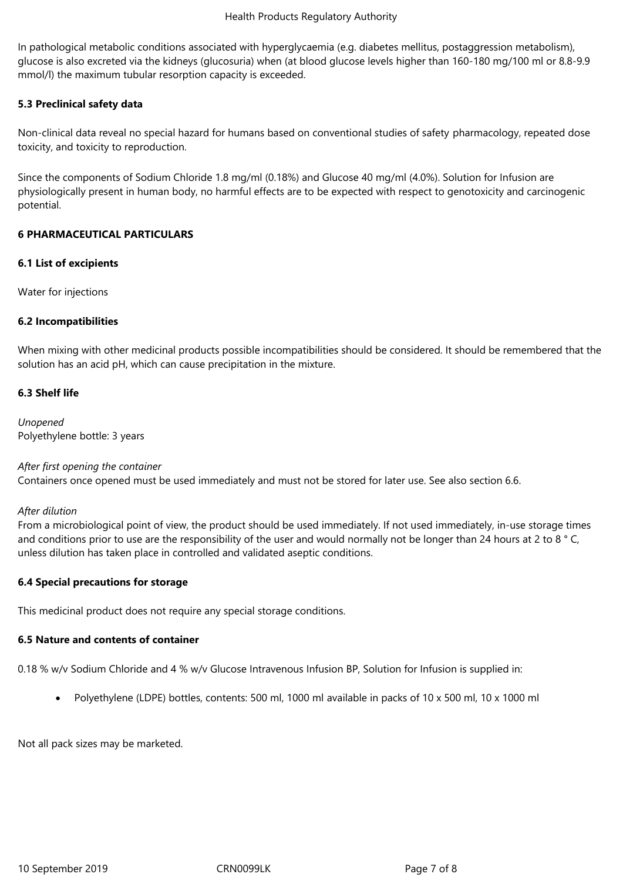In pathological metabolic conditions associated with hyperglycaemia (e.g. diabetes mellitus, postaggression metabolism), glucose is also excreted via the kidneys (glucosuria) when (at blood glucose levels higher than 160-180 mg/100 ml or 8.8-9.9 mmol/l) the maximum tubular resorption capacity is exceeded.

**5.3 Preclinical safety data**

Non-clinical data reveal no special hazard for humans based on conventional studies of safety pharmacology, repeated dose toxicity, and toxicity to reproduction.

Since the components of Sodium Chloride 1.8 mg/ml (0.18%) and Glucose 40 mg/ml (4.0%). Solution for Infusion are physiologically present in human body, no harmful effects are to be expected with respect to genotoxicity and carcinogenic potential.

**6 PHARMACEUTICAL PARTICULARS**

**6.1 List of excipients**

Water for injections

**6.2 Incompatibilities**

When mixing with other medicinal products possible incompatibilities should be considered. It should be remembered that the solution has an acid pH, which can cause precipitation in the mixture.

**6.3 Shelf life**

*Unopened*
Polyethylene bottle: 3 years

*After first opening the container*
Containers once opened must be used immediately and must not be stored for later use. See also section 6.6.

*After dilution*
From a microbiological point of view, the product should be used immediately. If not used immediately, in-use storage times and conditions prior to use are the responsibility of the user and would normally not be longer than 24 hours at 2 to 8 ° C, unless dilution has taken place in controlled and validated aseptic conditions.

**6.4 Special precautions for storage**

This medicinal product does not require any special storage conditions.

**6.5 Nature and contents of container**

0.18 % w/v Sodium Chloride and 4 % w/v Glucose Intravenous Infusion BP, Solution for Infusion is supplied in:

- Polyethylene (LDPE) bottles, contents: 500 ml, 1000 ml available in packs of 10 x 500 ml, 10 x 1000 ml

Not all pack sizes may be marketed.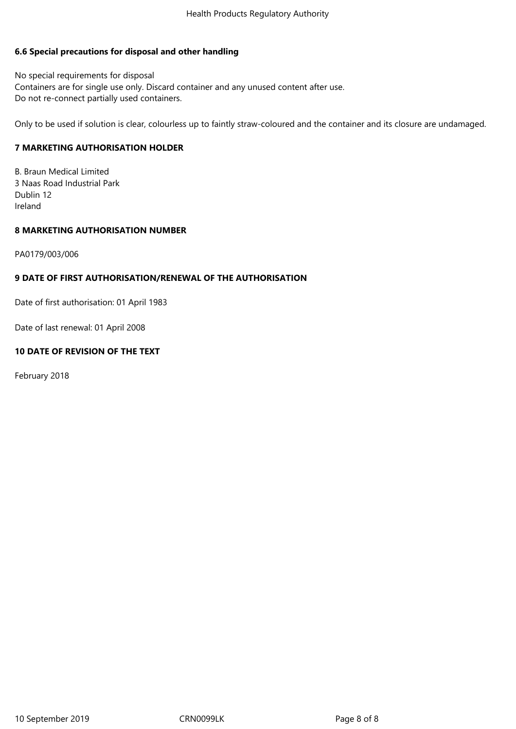## 6.6 Special precautions for disposal and other handling

No special requirements for disposal
Containers are for single use only. Discard container and any unused content after use.
Do not re-connect partially used containers.

Only to be used if solution is clear, colourless up to faintly straw-coloured and the container and its closure are undamaged.

## 7 MARKETING AUTHORISATION HOLDER

B. Braun Medical Limited
3 Naas Road Industrial Park
Dublin 12
Ireland

## 8 MARKETING AUTHORISATION NUMBER

PA0179/003/006

## 9 DATE OF FIRST AUTHORISATION/RENEWAL OF THE AUTHORISATION

Date of first authorisation: 01 April 1983

Date of last renewal: 01 April 2008

## 10 DATE OF REVISION OF THE TEXT

February 2018